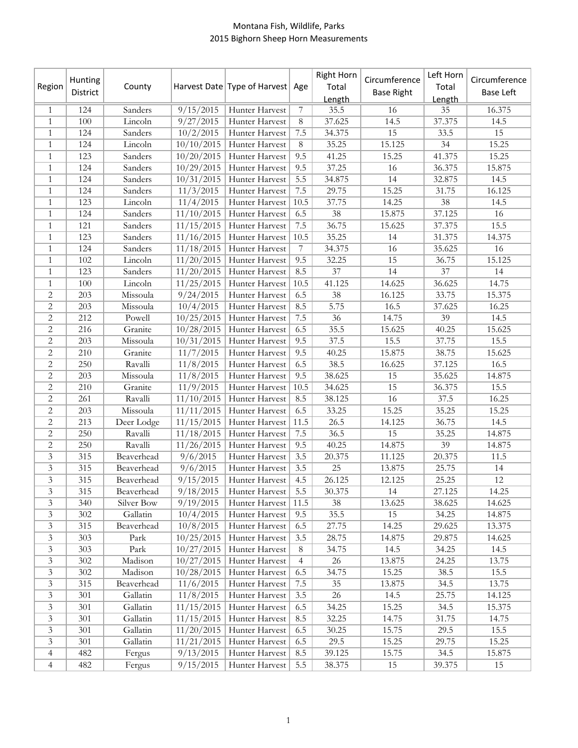# Montana Fish, Wildlife, Parks
## 2015 Bighorn Sheep Horn Measurements

| Region | Hunting District | County | Harvest Date | Type of Harvest | Age | Right Horn Total Length | Circumference Base Right | Left Horn Total Length | Circumference Base Left |
|---|---|---|---|---|---|---|---|---|---|
| 1 | 124 | Sanders | 9/15/2015 | Hunter Harvest | 7 | 35.5 | 16 | 35 | 16.375 |
| 1 | 100 | Lincoln | 9/27/2015 | Hunter Harvest | 8 | 37.625 | 14.5 | 37.375 | 14.5 |
| 1 | 124 | Sanders | 10/2/2015 | Hunter Harvest | 7.5 | 34.375 | 15 | 33.5 | 15 |
| 1 | 124 | Lincoln | 10/10/2015 | Hunter Harvest | 8 | 35.25 | 15.125 | 34 | 15.25 |
| 1 | 123 | Sanders | 10/20/2015 | Hunter Harvest | 9.5 | 41.25 | 15.25 | 41.375 | 15.25 |
| 1 | 124 | Sanders | 10/29/2015 | Hunter Harvest | 9.5 | 37.25 | 16 | 36.375 | 15.875 |
| 1 | 124 | Sanders | 10/31/2015 | Hunter Harvest | 5.5 | 34.875 | 14 | 32.875 | 14.5 |
| 1 | 124 | Sanders | 11/3/2015 | Hunter Harvest | 7.5 | 29.75 | 15.25 | 31.75 | 16.125 |
| 1 | 123 | Lincoln | 11/4/2015 | Hunter Harvest | 10.5 | 37.75 | 14.25 | 38 | 14.5 |
| 1 | 124 | Sanders | 11/10/2015 | Hunter Harvest | 6.5 | 38 | 15.875 | 37.125 | 16 |
| 1 | 121 | Sanders | 11/15/2015 | Hunter Harvest | 7.5 | 36.75 | 15.625 | 37.375 | 15.5 |
| 1 | 123 | Sanders | 11/16/2015 | Hunter Harvest | 10.5 | 35.25 | 14 | 31.375 | 14.375 |
| 1 | 124 | Sanders | 11/18/2015 | Hunter Harvest | 7 | 34.375 | 16 | 35.625 | 16 |
| 1 | 102 | Lincoln | 11/20/2015 | Hunter Harvest | 9.5 | 32.25 | 15 | 36.75 | 15.125 |
| 1 | 123 | Sanders | 11/20/2015 | Hunter Harvest | 8.5 | 37 | 14 | 37 | 14 |
| 1 | 100 | Lincoln | 11/25/2015 | Hunter Harvest | 10.5 | 41.125 | 14.625 | 36.625 | 14.75 |
| 2 | 203 | Missoula | 9/24/2015 | Hunter Harvest | 6.5 | 38 | 16.125 | 33.75 | 15.375 |
| 2 | 203 | Missoula | 10/4/2015 | Hunter Harvest | 8.5 | 5.75 | 16.5 | 37.625 | 16.25 |
| 2 | 212 | Powell | 10/25/2015 | Hunter Harvest | 7.5 | 36 | 14.75 | 39 | 14.5 |
| 2 | 216 | Granite | 10/28/2015 | Hunter Harvest | 6.5 | 35.5 | 15.625 | 40.25 | 15.625 |
| 2 | 203 | Missoula | 10/31/2015 | Hunter Harvest | 9.5 | 37.5 | 15.5 | 37.75 | 15.5 |
| 2 | 210 | Granite | 11/7/2015 | Hunter Harvest | 9.5 | 40.25 | 15.875 | 38.75 | 15.625 |
| 2 | 250 | Ravalli | 11/8/2015 | Hunter Harvest | 6.5 | 38.5 | 16.625 | 37.125 | 16.5 |
| 2 | 203 | Missoula | 11/8/2015 | Hunter Harvest | 9.5 | 38.625 | 15 | 35.625 | 14.875 |
| 2 | 210 | Granite | 11/9/2015 | Hunter Harvest | 10.5 | 34.625 | 15 | 36.375 | 15.5 |
| 2 | 261 | Ravalli | 11/10/2015 | Hunter Harvest | 8.5 | 38.125 | 16 | 37.5 | 16.25 |
| 2 | 203 | Missoula | 11/11/2015 | Hunter Harvest | 6.5 | 33.25 | 15.25 | 35.25 | 15.25 |
| 2 | 213 | Deer Lodge | 11/15/2015 | Hunter Harvest | 11.5 | 26.5 | 14.125 | 36.75 | 14.5 |
| 2 | 250 | Ravalli | 11/18/2015 | Hunter Harvest | 7.5 | 36.5 | 15 | 35.25 | 14.875 |
| 2 | 250 | Ravalli | 11/26/2015 | Hunter Harvest | 9.5 | 40.25 | 14.875 | 39 | 14.875 |
| 3 | 315 | Beaverhead | 9/6/2015 | Hunter Harvest | 3.5 | 20.375 | 11.125 | 20.375 | 11.5 |
| 3 | 315 | Beaverhead | 9/6/2015 | Hunter Harvest | 3.5 | 25 | 13.875 | 25.75 | 14 |
| 3 | 315 | Beaverhead | 9/15/2015 | Hunter Harvest | 4.5 | 26.125 | 12.125 | 25.25 | 12 |
| 3 | 315 | Beaverhead | 9/18/2015 | Hunter Harvest | 5.5 | 30.375 | 14 | 27.125 | 14.25 |
| 3 | 340 | Silver Bow | 9/19/2015 | Hunter Harvest | 11.5 | 38 | 13.625 | 38.625 | 14.625 |
| 3 | 302 | Gallatin | 10/4/2015 | Hunter Harvest | 9.5 | 35.5 | 15 | 34.25 | 14.875 |
| 3 | 315 | Beaverhead | 10/8/2015 | Hunter Harvest | 6.5 | 27.75 | 14.25 | 29.625 | 13.375 |
| 3 | 303 | Park | 10/25/2015 | Hunter Harvest | 3.5 | 28.75 | 14.875 | 29.875 | 14.625 |
| 3 | 303 | Park | 10/27/2015 | Hunter Harvest | 8 | 34.75 | 14.5 | 34.25 | 14.5 |
| 3 | 302 | Madison | 10/27/2015 | Hunter Harvest | 4 | 26 | 13.875 | 24.25 | 13.75 |
| 3 | 302 | Madison | 10/28/2015 | Hunter Harvest | 6.5 | 34.75 | 15.25 | 38.5 | 15.5 |
| 3 | 315 | Beaverhead | 11/6/2015 | Hunter Harvest | 7.5 | 35 | 13.875 | 34.5 | 13.75 |
| 3 | 301 | Gallatin | 11/8/2015 | Hunter Harvest | 3.5 | 26 | 14.5 | 25.75 | 14.125 |
| 3 | 301 | Gallatin | 11/15/2015 | Hunter Harvest | 6.5 | 34.25 | 15.25 | 34.5 | 15.375 |
| 3 | 301 | Gallatin | 11/15/2015 | Hunter Harvest | 8.5 | 32.25 | 14.75 | 31.75 | 14.75 |
| 3 | 301 | Gallatin | 11/20/2015 | Hunter Harvest | 6.5 | 30.25 | 15.75 | 29.5 | 15.5 |
| 3 | 301 | Gallatin | 11/21/2015 | Hunter Harvest | 6.5 | 29.5 | 15.25 | 29.75 | 15.25 |
| 4 | 482 | Fergus | 9/13/2015 | Hunter Harvest | 8.5 | 39.125 | 15.75 | 34.5 | 15.875 |
| 4 | 482 | Fergus | 9/15/2015 | Hunter Harvest | 5.5 | 38.375 | 15 | 39.375 | 15 |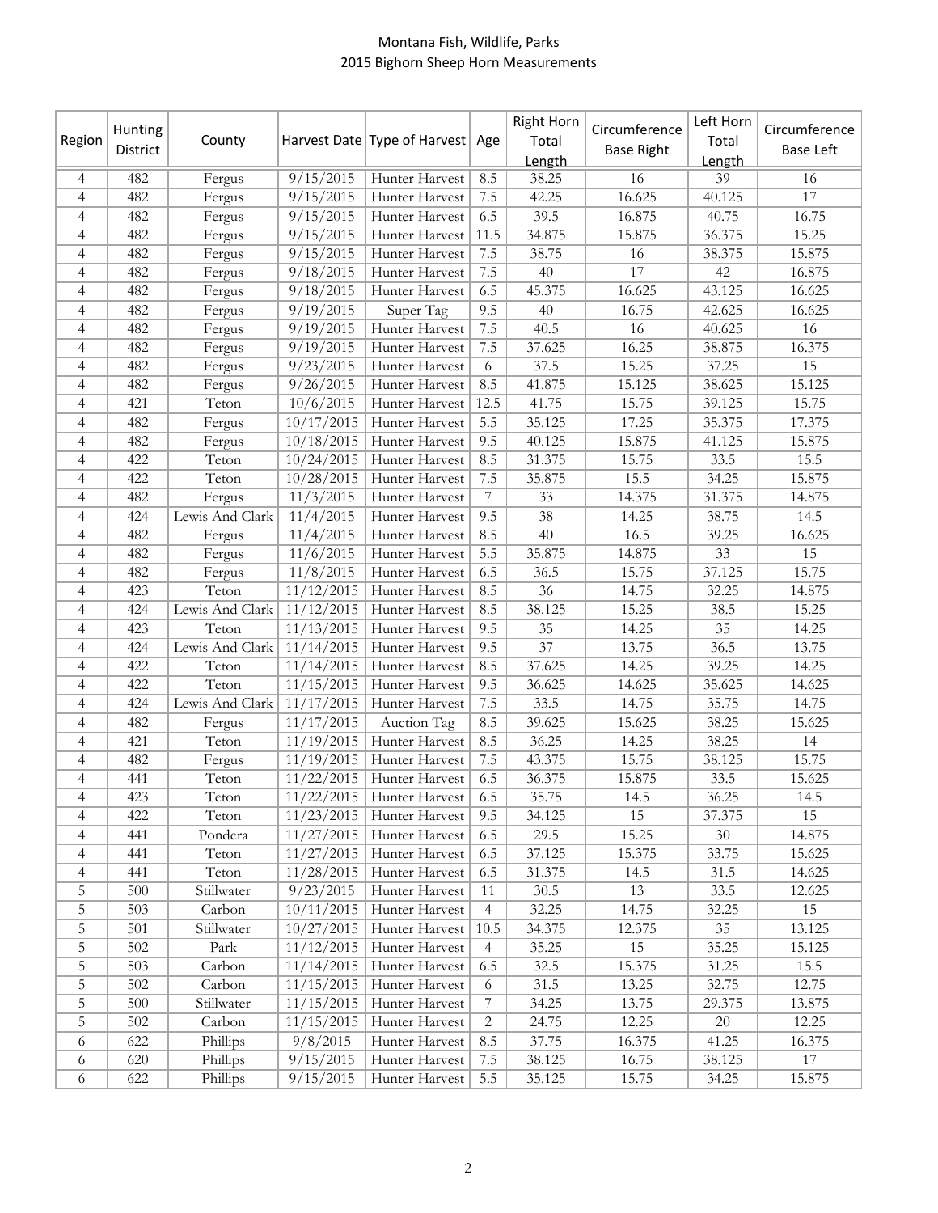Montana Fish, Wildlife, Parks
2015 Bighorn Sheep Horn Measurements

| Region | Hunting District | County | Harvest Date | Type of Harvest | Age | Right Horn Total Length | Circumference Base Right | Left Horn Total Length | Circumference Base Left |
|---|---|---|---|---|---|---|---|---|---|
| 4 | 482 | Fergus | 9/15/2015 | Hunter Harvest | 8.5 | 38.25 | 16 | 39 | 16 |
| 4 | 482 | Fergus | 9/15/2015 | Hunter Harvest | 7.5 | 42.25 | 16.625 | 40.125 | 17 |
| 4 | 482 | Fergus | 9/15/2015 | Hunter Harvest | 6.5 | 39.5 | 16.875 | 40.75 | 16.75 |
| 4 | 482 | Fergus | 9/15/2015 | Hunter Harvest | 11.5 | 34.875 | 15.875 | 36.375 | 15.25 |
| 4 | 482 | Fergus | 9/15/2015 | Hunter Harvest | 7.5 | 38.75 | 16 | 38.375 | 15.875 |
| 4 | 482 | Fergus | 9/18/2015 | Hunter Harvest | 7.5 | 40 | 17 | 42 | 16.875 |
| 4 | 482 | Fergus | 9/18/2015 | Hunter Harvest | 6.5 | 45.375 | 16.625 | 43.125 | 16.625 |
| 4 | 482 | Fergus | 9/19/2015 | Super Tag | 9.5 | 40 | 16.75 | 42.625 | 16.625 |
| 4 | 482 | Fergus | 9/19/2015 | Hunter Harvest | 7.5 | 40.5 | 16 | 40.625 | 16 |
| 4 | 482 | Fergus | 9/19/2015 | Hunter Harvest | 7.5 | 37.625 | 16.25 | 38.875 | 16.375 |
| 4 | 482 | Fergus | 9/23/2015 | Hunter Harvest | 6 | 37.5 | 15.25 | 37.25 | 15 |
| 4 | 482 | Fergus | 9/26/2015 | Hunter Harvest | 8.5 | 41.875 | 15.125 | 38.625 | 15.125 |
| 4 | 421 | Teton | 10/6/2015 | Hunter Harvest | 12.5 | 41.75 | 15.75 | 39.125 | 15.75 |
| 4 | 482 | Fergus | 10/17/2015 | Hunter Harvest | 5.5 | 35.125 | 17.25 | 35.375 | 17.375 |
| 4 | 482 | Fergus | 10/18/2015 | Hunter Harvest | 9.5 | 40.125 | 15.875 | 41.125 | 15.875 |
| 4 | 422 | Teton | 10/24/2015 | Hunter Harvest | 8.5 | 31.375 | 15.75 | 33.5 | 15.5 |
| 4 | 422 | Teton | 10/28/2015 | Hunter Harvest | 7.5 | 35.875 | 15.5 | 34.25 | 15.875 |
| 4 | 482 | Fergus | 11/3/2015 | Hunter Harvest | 7 | 33 | 14.375 | 31.375 | 14.875 |
| 4 | 424 | Lewis And Clark | 11/4/2015 | Hunter Harvest | 9.5 | 38 | 14.25 | 38.75 | 14.5 |
| 4 | 482 | Fergus | 11/4/2015 | Hunter Harvest | 8.5 | 40 | 16.5 | 39.25 | 16.625 |
| 4 | 482 | Fergus | 11/6/2015 | Hunter Harvest | 5.5 | 35.875 | 14.875 | 33 | 15 |
| 4 | 482 | Fergus | 11/8/2015 | Hunter Harvest | 6.5 | 36.5 | 15.75 | 37.125 | 15.75 |
| 4 | 423 | Teton | 11/12/2015 | Hunter Harvest | 8.5 | 36 | 14.75 | 32.25 | 14.875 |
| 4 | 424 | Lewis And Clark | 11/12/2015 | Hunter Harvest | 8.5 | 38.125 | 15.25 | 38.5 | 15.25 |
| 4 | 423 | Teton | 11/13/2015 | Hunter Harvest | 9.5 | 35 | 14.25 | 35 | 14.25 |
| 4 | 424 | Lewis And Clark | 11/14/2015 | Hunter Harvest | 9.5 | 37 | 13.75 | 36.5 | 13.75 |
| 4 | 422 | Teton | 11/14/2015 | Hunter Harvest | 8.5 | 37.625 | 14.25 | 39.25 | 14.25 |
| 4 | 422 | Teton | 11/15/2015 | Hunter Harvest | 9.5 | 36.625 | 14.625 | 35.625 | 14.625 |
| 4 | 424 | Lewis And Clark | 11/17/2015 | Hunter Harvest | 7.5 | 33.5 | 14.75 | 35.75 | 14.75 |
| 4 | 482 | Fergus | 11/17/2015 | Auction Tag | 8.5 | 39.625 | 15.625 | 38.25 | 15.625 |
| 4 | 421 | Teton | 11/19/2015 | Hunter Harvest | 8.5 | 36.25 | 14.25 | 38.25 | 14 |
| 4 | 482 | Fergus | 11/19/2015 | Hunter Harvest | 7.5 | 43.375 | 15.75 | 38.125 | 15.75 |
| 4 | 441 | Teton | 11/22/2015 | Hunter Harvest | 6.5 | 36.375 | 15.875 | 33.5 | 15.625 |
| 4 | 423 | Teton | 11/22/2015 | Hunter Harvest | 6.5 | 35.75 | 14.5 | 36.25 | 14.5 |
| 4 | 422 | Teton | 11/23/2015 | Hunter Harvest | 9.5 | 34.125 | 15 | 37.375 | 15 |
| 4 | 441 | Pondera | 11/27/2015 | Hunter Harvest | 6.5 | 29.5 | 15.25 | 30 | 14.875 |
| 4 | 441 | Teton | 11/27/2015 | Hunter Harvest | 6.5 | 37.125 | 15.375 | 33.75 | 15.625 |
| 4 | 441 | Teton | 11/28/2015 | Hunter Harvest | 6.5 | 31.375 | 14.5 | 31.5 | 14.625 |
| 5 | 500 | Stillwater | 9/23/2015 | Hunter Harvest | 11 | 30.5 | 13 | 33.5 | 12.625 |
| 5 | 503 | Carbon | 10/11/2015 | Hunter Harvest | 4 | 32.25 | 14.75 | 32.25 | 15 |
| 5 | 501 | Stillwater | 10/27/2015 | Hunter Harvest | 10.5 | 34.375 | 12.375 | 35 | 13.125 |
| 5 | 502 | Park | 11/12/2015 | Hunter Harvest | 4 | 35.25 | 15 | 35.25 | 15.125 |
| 5 | 503 | Carbon | 11/14/2015 | Hunter Harvest | 6.5 | 32.5 | 15.375 | 31.25 | 15.5 |
| 5 | 502 | Carbon | 11/15/2015 | Hunter Harvest | 6 | 31.5 | 13.25 | 32.75 | 12.75 |
| 5 | 500 | Stillwater | 11/15/2015 | Hunter Harvest | 7 | 34.25 | 13.75 | 29.375 | 13.875 |
| 5 | 502 | Carbon | 11/15/2015 | Hunter Harvest | 2 | 24.75 | 12.25 | 20 | 12.25 |
| 6 | 622 | Phillips | 9/8/2015 | Hunter Harvest | 8.5 | 37.75 | 16.375 | 41.25 | 16.375 |
| 6 | 620 | Phillips | 9/15/2015 | Hunter Harvest | 7.5 | 38.125 | 16.75 | 38.125 | 17 |
| 6 | 622 | Phillips | 9/15/2015 | Hunter Harvest | 5.5 | 35.125 | 15.75 | 34.25 | 15.875 |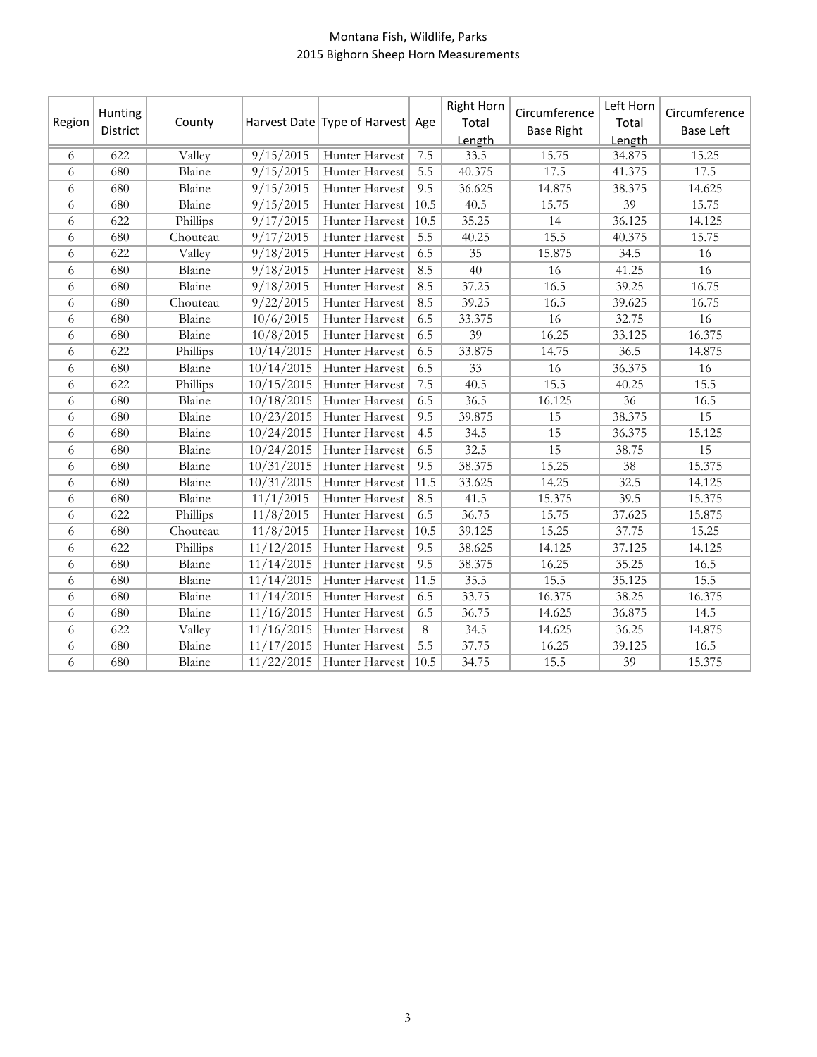Montana Fish, Wildlife, Parks
2015 Bighorn Sheep Horn Measurements

| Region | Hunting District | County | Harvest Date | Type of Harvest | Age | Right Horn Total Length | Circumference Base Right | Left Horn Total Length | Circumference Base Left |
|---|---|---|---|---|---|---|---|---|---|
| 6 | 622 | Valley | 9/15/2015 | Hunter Harvest | 7.5 | 33.5 | 15.75 | 34.875 | 15.25 |
| 6 | 680 | Blaine | 9/15/2015 | Hunter Harvest | 5.5 | 40.375 | 17.5 | 41.375 | 17.5 |
| 6 | 680 | Blaine | 9/15/2015 | Hunter Harvest | 9.5 | 36.625 | 14.875 | 38.375 | 14.625 |
| 6 | 680 | Blaine | 9/15/2015 | Hunter Harvest | 10.5 | 40.5 | 15.75 | 39 | 15.75 |
| 6 | 622 | Phillips | 9/17/2015 | Hunter Harvest | 10.5 | 35.25 | 14 | 36.125 | 14.125 |
| 6 | 680 | Chouteau | 9/17/2015 | Hunter Harvest | 5.5 | 40.25 | 15.5 | 40.375 | 15.75 |
| 6 | 622 | Valley | 9/18/2015 | Hunter Harvest | 6.5 | 35 | 15.875 | 34.5 | 16 |
| 6 | 680 | Blaine | 9/18/2015 | Hunter Harvest | 8.5 | 40 | 16 | 41.25 | 16 |
| 6 | 680 | Blaine | 9/18/2015 | Hunter Harvest | 8.5 | 37.25 | 16.5 | 39.25 | 16.75 |
| 6 | 680 | Chouteau | 9/22/2015 | Hunter Harvest | 8.5 | 39.25 | 16.5 | 39.625 | 16.75 |
| 6 | 680 | Blaine | 10/6/2015 | Hunter Harvest | 6.5 | 33.375 | 16 | 32.75 | 16 |
| 6 | 680 | Blaine | 10/8/2015 | Hunter Harvest | 6.5 | 39 | 16.25 | 33.125 | 16.375 |
| 6 | 622 | Phillips | 10/14/2015 | Hunter Harvest | 6.5 | 33.875 | 14.75 | 36.5 | 14.875 |
| 6 | 680 | Blaine | 10/14/2015 | Hunter Harvest | 6.5 | 33 | 16 | 36.375 | 16 |
| 6 | 622 | Phillips | 10/15/2015 | Hunter Harvest | 7.5 | 40.5 | 15.5 | 40.25 | 15.5 |
| 6 | 680 | Blaine | 10/18/2015 | Hunter Harvest | 6.5 | 36.5 | 16.125 | 36 | 16.5 |
| 6 | 680 | Blaine | 10/23/2015 | Hunter Harvest | 9.5 | 39.875 | 15 | 38.375 | 15 |
| 6 | 680 | Blaine | 10/24/2015 | Hunter Harvest | 4.5 | 34.5 | 15 | 36.375 | 15.125 |
| 6 | 680 | Blaine | 10/24/2015 | Hunter Harvest | 6.5 | 32.5 | 15 | 38.75 | 15 |
| 6 | 680 | Blaine | 10/31/2015 | Hunter Harvest | 9.5 | 38.375 | 15.25 | 38 | 15.375 |
| 6 | 680 | Blaine | 10/31/2015 | Hunter Harvest | 11.5 | 33.625 | 14.25 | 32.5 | 14.125 |
| 6 | 680 | Blaine | 11/1/2015 | Hunter Harvest | 8.5 | 41.5 | 15.375 | 39.5 | 15.375 |
| 6 | 622 | Phillips | 11/8/2015 | Hunter Harvest | 6.5 | 36.75 | 15.75 | 37.625 | 15.875 |
| 6 | 680 | Chouteau | 11/8/2015 | Hunter Harvest | 10.5 | 39.125 | 15.25 | 37.75 | 15.25 |
| 6 | 622 | Phillips | 11/12/2015 | Hunter Harvest | 9.5 | 38.625 | 14.125 | 37.125 | 14.125 |
| 6 | 680 | Blaine | 11/14/2015 | Hunter Harvest | 9.5 | 38.375 | 16.25 | 35.25 | 16.5 |
| 6 | 680 | Blaine | 11/14/2015 | Hunter Harvest | 11.5 | 35.5 | 15.5 | 35.125 | 15.5 |
| 6 | 680 | Blaine | 11/14/2015 | Hunter Harvest | 6.5 | 33.75 | 16.375 | 38.25 | 16.375 |
| 6 | 680 | Blaine | 11/16/2015 | Hunter Harvest | 6.5 | 36.75 | 14.625 | 36.875 | 14.5 |
| 6 | 622 | Valley | 11/16/2015 | Hunter Harvest | 8 | 34.5 | 14.625 | 36.25 | 14.875 |
| 6 | 680 | Blaine | 11/17/2015 | Hunter Harvest | 5.5 | 37.75 | 16.25 | 39.125 | 16.5 |
| 6 | 680 | Blaine | 11/22/2015 | Hunter Harvest | 10.5 | 34.75 | 15.5 | 39 | 15.375 |